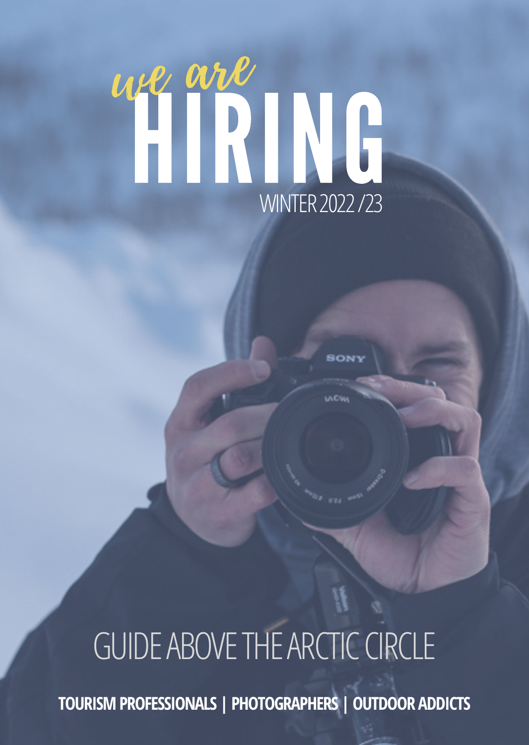# *we are* HIRING

WINTER 2022 /23

## GUIDE ABOVE THE ARCTIC CIRCLE

**TOURISM PROFESSIONALS | PHOTOGRAPHERS | OUTDOOR ADDICTS**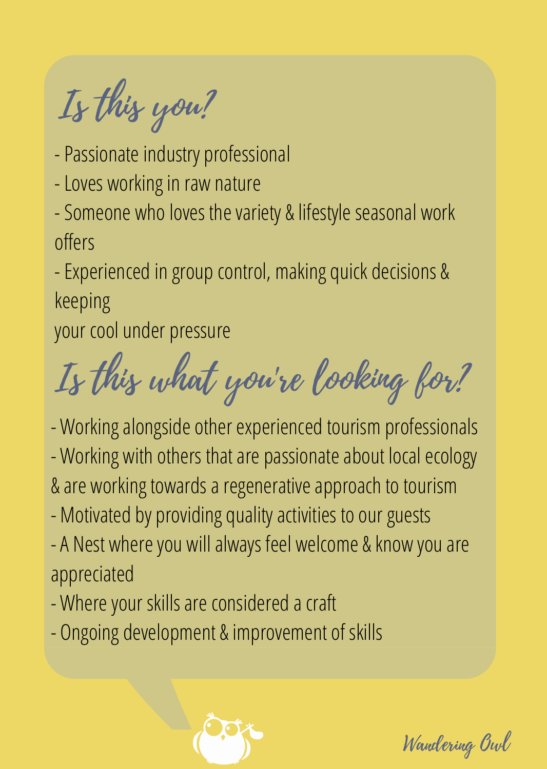## Is this you?

- Passionate industry professional
- Loves working in raw nature
- Someone who loves the variety & lifestyle seasonal work offers
- Experienced in group control, making quick decisions & keeping your cool under pressure

## Is this what you're looking for?

- Working alongside other experienced tourism professionals
- Working with others that are passionate about local ecology & are working towards a regenerative approach to tourism
- Motivated by providing quality activities to our guests
- A Nest where you will always feel welcome & know you are appreciated
- Where your skills are considered a craft
- Ongoing development & improvement of skills

Wandering Owl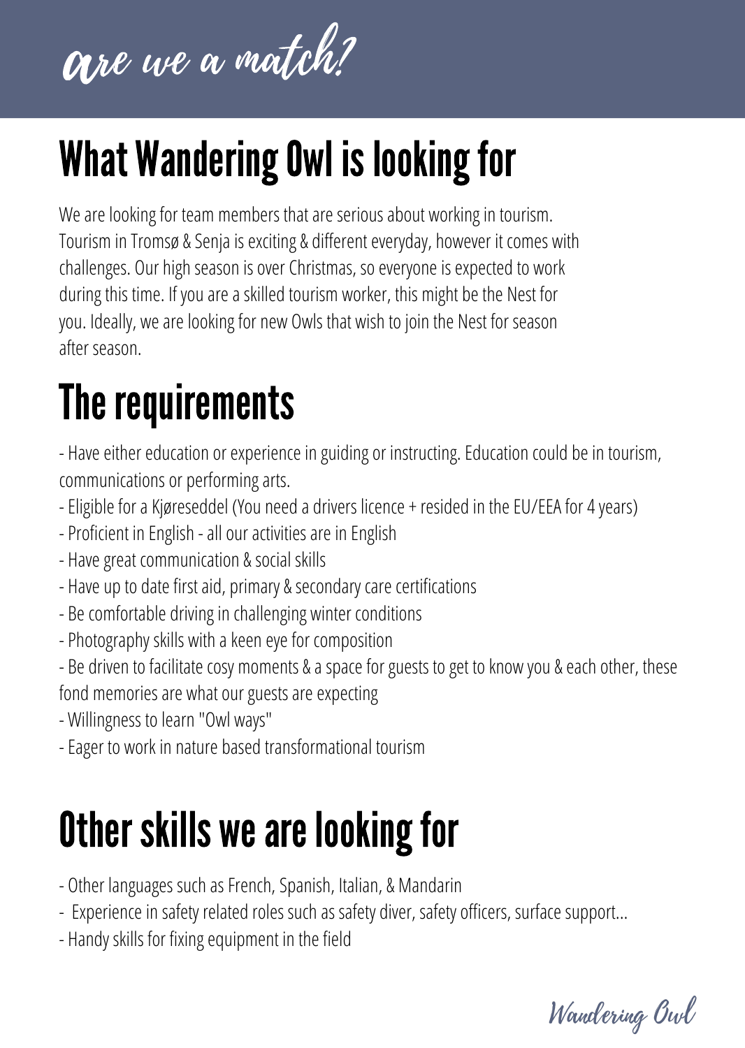# are we a match?

## What Wandering Owl is looking for

We are looking for team members that are serious about working in tourism. Tourism in Tromsø & Senja is exciting & different everyday, however it comes with challenges. Our high season is over Christmas, so everyone is expected to work during this time. If you are a skilled tourism worker, this might be the Nest for you. Ideally, we are looking for new Owls that wish to join the Nest for season after season.

## The requirements

- Have either education or experience in guiding or instructing. Education could be in tourism, communications or performing arts.
- Eligible for a Kjøreseddel (You need a drivers licence + resided in the EU/EEA for 4 years)
- Proficient in English - all our activities are in English
- Have great communication & social skills
- Have up to date first aid, primary & secondary care certifications
- Be comfortable driving in challenging winter conditions
- Photography skills with a keen eye for composition
- Be driven to facilitate cosy moments & a space for guests to get to know you & each other, these fond memories are what our guests are expecting
- Willingness to learn "Owl ways"
- Eager to work in nature based transformational tourism

## Other skills we are looking for

- Other languages such as French, Spanish, Italian, & Mandarin
- Experience in safety related roles such as safety diver, safety officers, surface support...
- Handy skills for fixing equipment in the field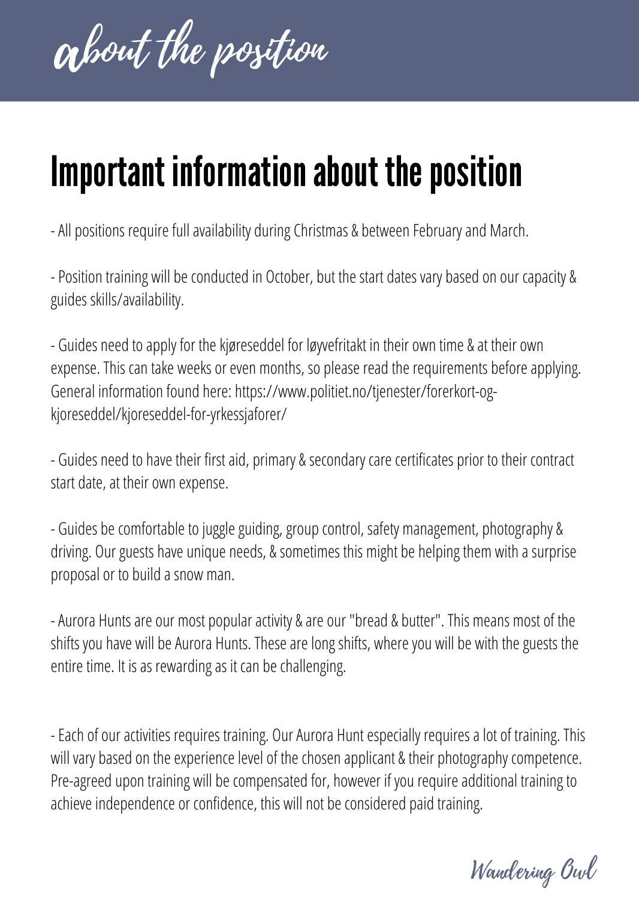# about the position

## Important information about the position

- All positions require full availability during Christmas & between February and March.

- Position training will be conducted in October, but the start dates vary based on our capacity & guides skills/availability.

- Guides need to apply for the kjøreseddel for løyvefritakt in their own time & at their own expense. This can take weeks or even months, so please read the requirements before applying. General information found here: https://www.politiet.no/tjenester/forerkort-og-kjoreseddel/kjoreseddel-for-yrkessjaforer/

- Guides need to have their first aid, primary & secondary care certificates prior to their contract start date, at their own expense.

- Guides be comfortable to juggle guiding, group control, safety management, photography & driving. Our guests have unique needs, & sometimes this might be helping them with a surprise proposal or to build a snow man.

- Aurora Hunts are our most popular activity & are our "bread & butter". This means most of the shifts you have will be Aurora Hunts. These are long shifts, where you will be with the guests the entire time. It is as rewarding as it can be challenging.

- Each of our activities requires training. Our Aurora Hunt especially requires a lot of training. This will vary based on the experience level of the chosen applicant & their photography competence. Pre-agreed upon training will be compensated for, however if you require additional training to achieve independence or confidence, this will not be considered paid training.

Wandering Owl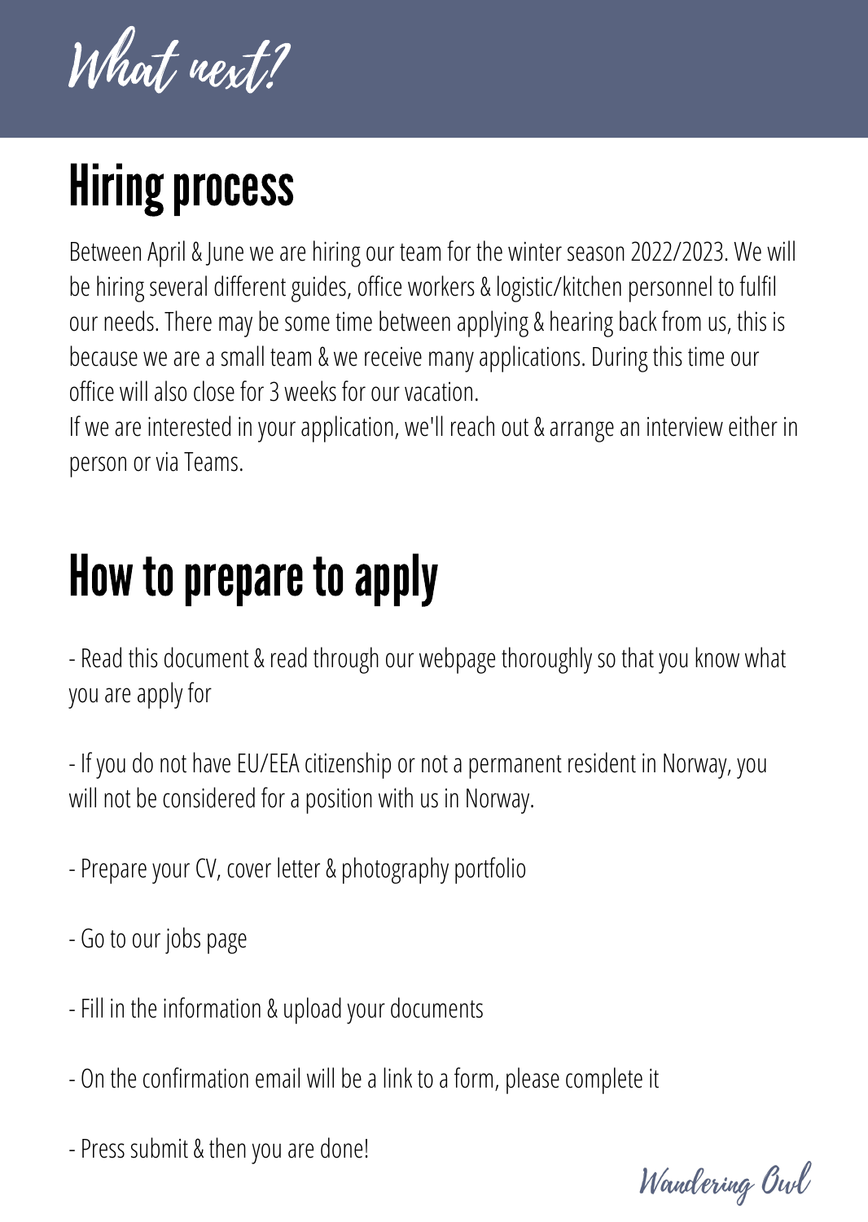# What next?

## Hiring process

Between April & June we are hiring our team for the winter season 2022/2023. We will be hiring several different guides, office workers & logistic/kitchen personnel to fulfil our needs. There may be some time between applying & hearing back from us, this is because we are a small team & we receive many applications. During this time our office will also close for 3 weeks for our vacation.
If we are interested in your application, we'll reach out & arrange an interview either in person or via Teams.

## How to prepare to apply

- Read this document & read through our webpage thoroughly so that you know what you are apply for

- If you do not have EU/EEA citizenship or not a permanent resident in Norway, you will not be considered for a position with us in Norway.

- Prepare your CV, cover letter & photography portfolio

- Go to our jobs page

- Fill in the information & upload your documents

- On the confirmation email will be a link to a form, please complete it

- Press submit & then you are done!

Wandering Owl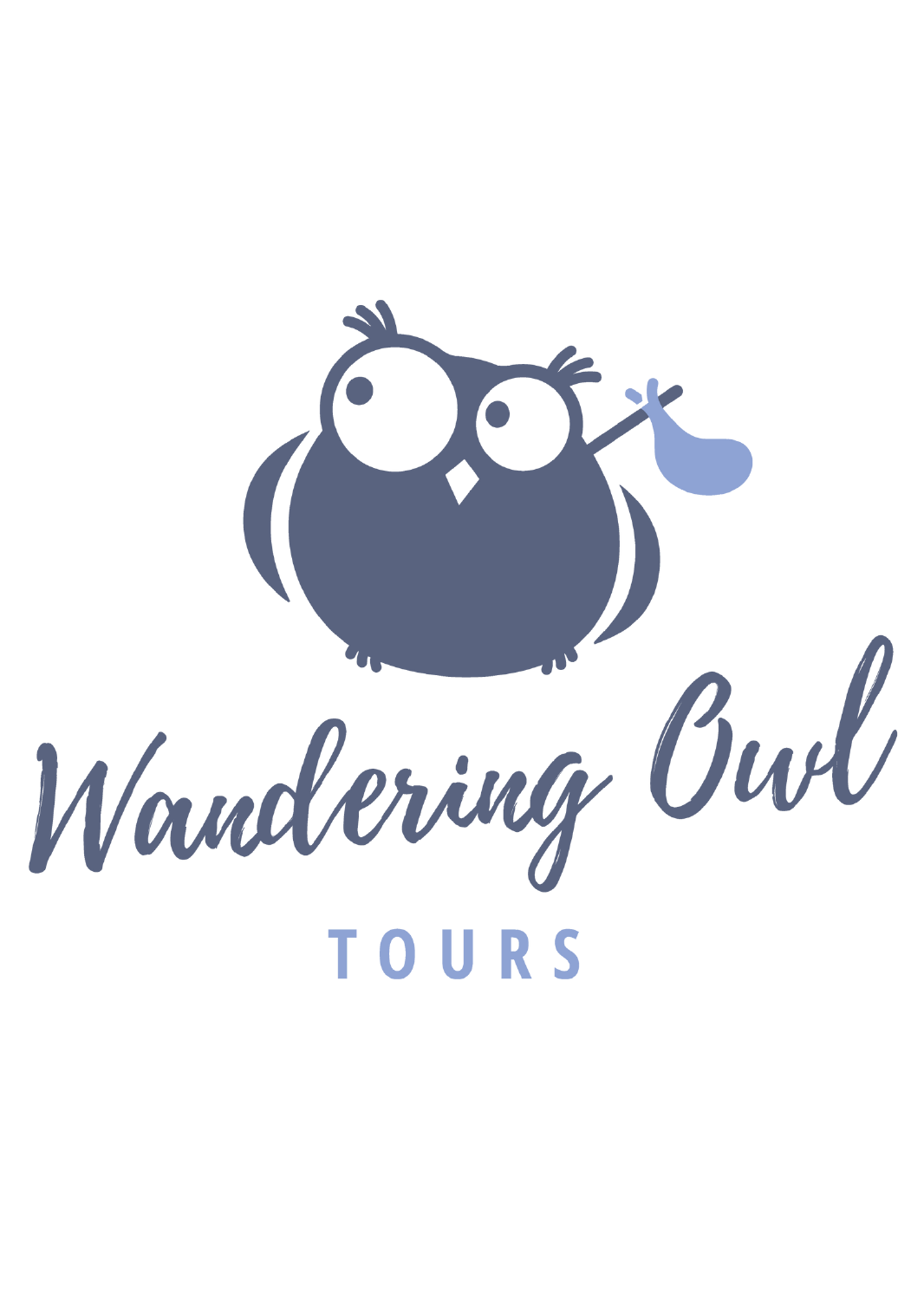Wandering Owl

TOURS